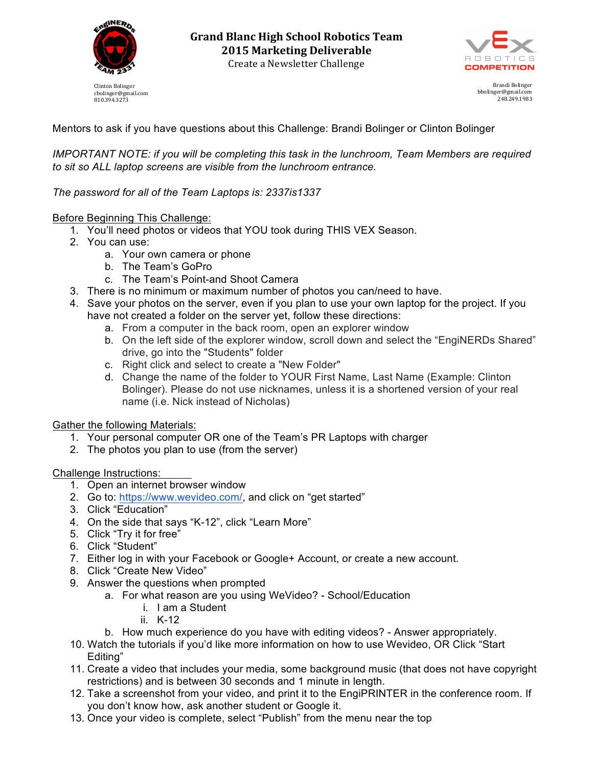# Grand Blanc High School Robotics Team
## 2015 Marketing Deliverable
Create a Newsletter Challenge

Clinton Bolinger
cbolinger@gmail.com
810.394.3273

Brandi Bolinger
bbolinger@gmail.com
248.249.1983

Mentors to ask if you have questions about this Challenge: Brandi Bolinger or Clinton Bolinger

*IMPORTANT NOTE: if you will be completing this task in the lunchroom, Team Members are required to sit so ALL laptop screens are visible from the lunchroom entrance.*

*The password for all of the Team Laptops is: 2337is1337*

Before Beginning This Challenge:

1. You'll need photos or videos that YOU took during THIS VEX Season.
2. You can use:
   a. Your own camera or phone
   b. The Team's GoPro
   c. The Team's Point-and Shoot Camera
3. There is no minimum or maximum number of photos you can/need to have.
4. Save your photos on the server, even if you plan to use your own laptop for the project. If you have not created a folder on the server yet, follow these directions:
   a. From a computer in the back room, open an explorer window
   b. On the left side of the explorer window, scroll down and select the "EngiNERDs Shared" drive, go into the "Students" folder
   c. Right click and select to create a "New Folder"
   d. Change the name of the folder to YOUR First Name, Last Name (Example: Clinton Bolinger). Please do not use nicknames, unless it is a shortened version of your real name (i.e. Nick instead of Nicholas)

Gather the following Materials:

1. Your personal computer OR one of the Team's PR Laptops with charger
2. The photos you plan to use (from the server)

Challenge Instructions:

1. Open an internet browser window
2. Go to: https://www.wevideo.com/, and click on "get started"
3. Click "Education"
4. On the side that says "K-12", click "Learn More"
5. Click "Try it for free"
6. Click "Student"
7. Either log in with your Facebook or Google+ Account, or create a new account.
8. Click "Create New Video"
9. Answer the questions when prompted
   a. For what reason are you using WeVideo? - School/Education
      i. I am a Student
      ii. K-12
   b. How much experience do you have with editing videos? - Answer appropriately.
10. Watch the tutorials if you'd like more information on how to use Wevideo, OR Click "Start Editing"
11. Create a video that includes your media, some background music (that does not have copyright restrictions) and is between 30 seconds and 1 minute in length.
12. Take a screenshot from your video, and print it to the EngiPRINTER in the conference room. If you don't know how, ask another student or Google it.
13. Once your video is complete, select "Publish" from the menu near the top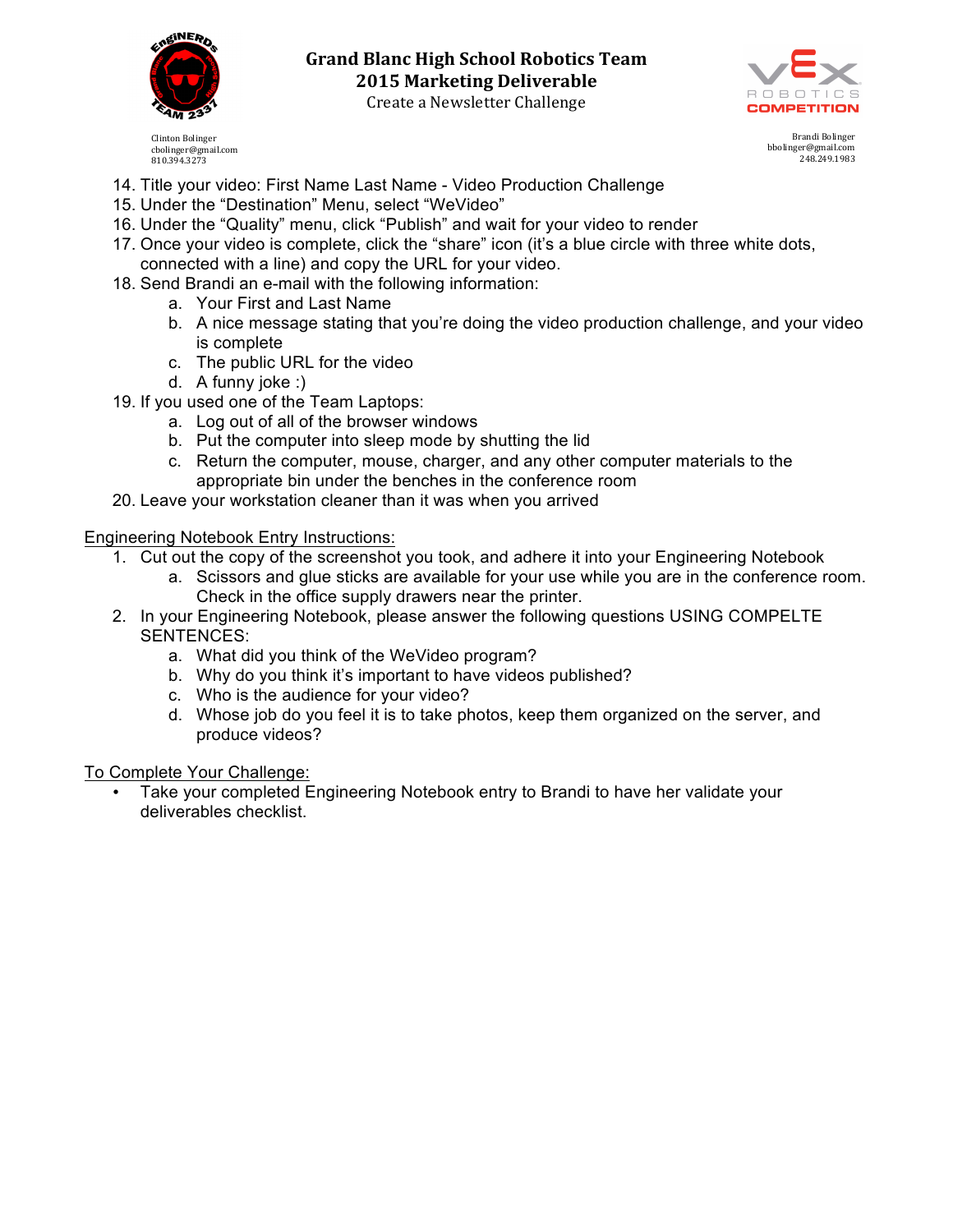14. Title your video: First Name Last Name - Video Production Challenge
15. Under the “Destination” Menu, select “WeVideo”
16. Under the “Quality” menu, click “Publish” and wait for your video to render
17. Once your video is complete, click the “share” icon (it’s a blue circle with three white dots, connected with a line) and copy the URL for your video.
18. Send Brandi an e-mail with the following information:
    a. Your First and Last Name
    b. A nice message stating that you’re doing the video production challenge, and your video is complete
    c. The public URL for the video
    d. A funny joke :)
19. If you used one of the Team Laptops:
    a. Log out of all of the browser windows
    b. Put the computer into sleep mode by shutting the lid
    c. Return the computer, mouse, charger, and any other computer materials to the appropriate bin under the benches in the conference room
20. Leave your workstation cleaner than it was when you arrived

<u>Engineering Notebook Entry Instructions:</u>

1. Cut out the copy of the screenshot you took, and adhere it into your Engineering Notebook
    a. Scissors and glue sticks are available for your use while you are in the conference room. Check in the office supply drawers near the printer.
2. In your Engineering Notebook, please answer the following questions USING COMPELTE SENTENCES:
    a. What did you think of the WeVideo program?
    b. Why do you think it’s important to have videos published?
    c. Who is the audience for your video?
    d. Whose job do you feel it is to take photos, keep them organized on the server, and produce videos?

<u>To Complete Your Challenge:</u>

- Take your completed Engineering Notebook entry to Brandi to have her validate your deliverables checklist.